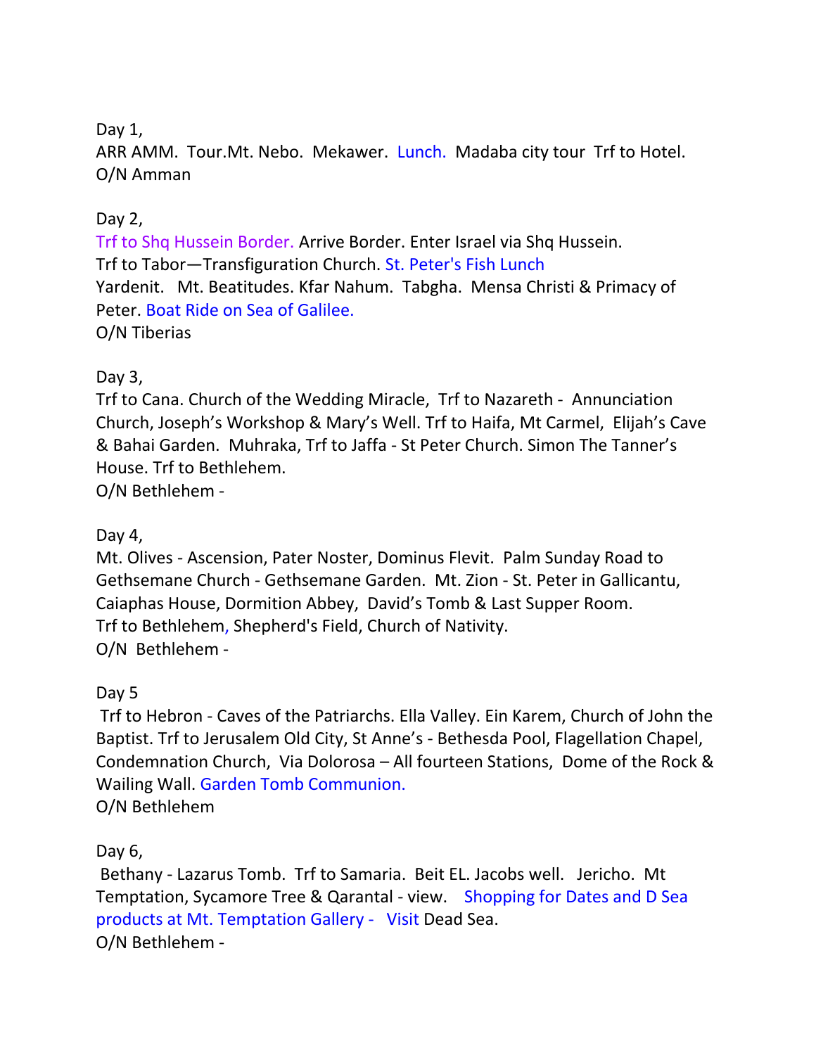Day 1,
ARR AMM. Tour.Mt. Nebo. Mekawer. Lunch. Madaba city tour Trf to Hotel.
O/N Amman

Day 2,
Trf to Shq Hussein Border. Arrive Border. Enter Israel via Shq Hussein.
Trf to Tabor—Transfiguration Church. St. Peter's Fish Lunch
Yardenit. Mt. Beatitudes. Kfar Nahum. Tabgha. Mensa Christi & Primacy of Peter. Boat Ride on Sea of Galilee.
O/N Tiberias

Day 3,
Trf to Cana. Church of the Wedding Miracle, Trf to Nazareth - Annunciation Church, Joseph's Workshop & Mary's Well. Trf to Haifa, Mt Carmel, Elijah's Cave & Bahai Garden. Muhraka, Trf to Jaffa - St Peter Church. Simon The Tanner's House. Trf to Bethlehem.
O/N Bethlehem -

Day 4,
Mt. Olives - Ascension, Pater Noster, Dominus Flevit. Palm Sunday Road to Gethsemane Church - Gethsemane Garden. Mt. Zion - St. Peter in Gallicantu, Caiaphas House, Dormition Abbey, David's Tomb & Last Supper Room.
Trf to Bethlehem, Shepherd's Field, Church of Nativity.
O/N Bethlehem -

Day 5
Trf to Hebron - Caves of the Patriarchs. Ella Valley. Ein Karem, Church of John the Baptist. Trf to Jerusalem Old City, St Anne's - Bethesda Pool, Flagellation Chapel, Condemnation Church, Via Dolorosa – All fourteen Stations, Dome of the Rock & Wailing Wall. Garden Tomb Communion.
O/N Bethlehem

Day 6,
Bethany - Lazarus Tomb. Trf to Samaria. Beit EL. Jacobs well. Jericho. Mt Temptation, Sycamore Tree & Qarantal - view. Shopping for Dates and D Sea products at Mt. Temptation Gallery - Visit Dead Sea.
O/N Bethlehem -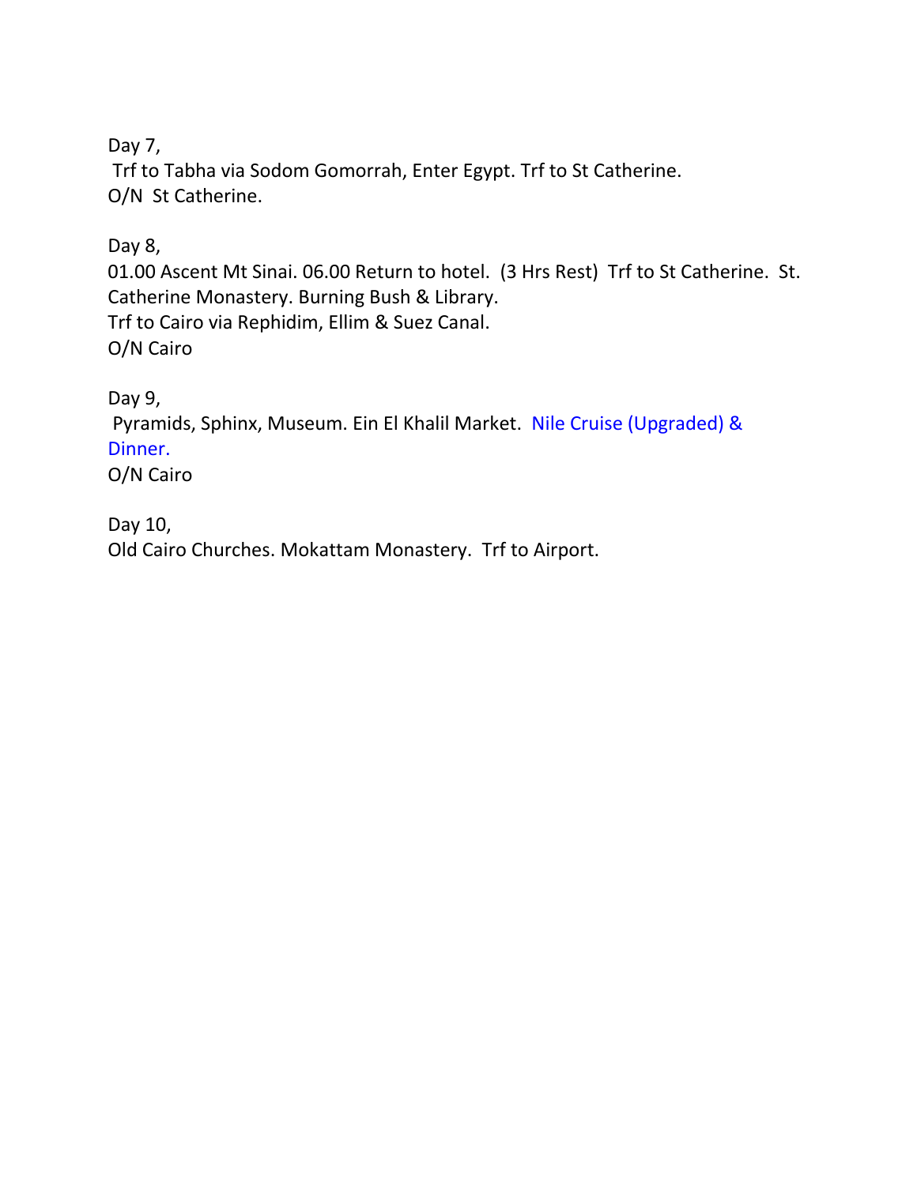Day 7,
Trf to Tabha via Sodom Gomorrah, Enter Egypt. Trf to St Catherine.
O/N St Catherine.

Day 8,
01.00 Ascent Mt Sinai. 06.00 Return to hotel. (3 Hrs Rest) Trf to St Catherine. St. Catherine Monastery. Burning Bush & Library.
Trf to Cairo via Rephidim, Ellim & Suez Canal.
O/N Cairo

Day 9,
Pyramids, Sphinx, Museum. Ein El Khalil Market. Nile Cruise (Upgraded) & Dinner.
O/N Cairo

Day 10,
Old Cairo Churches. Mokattam Monastery. Trf to Airport.